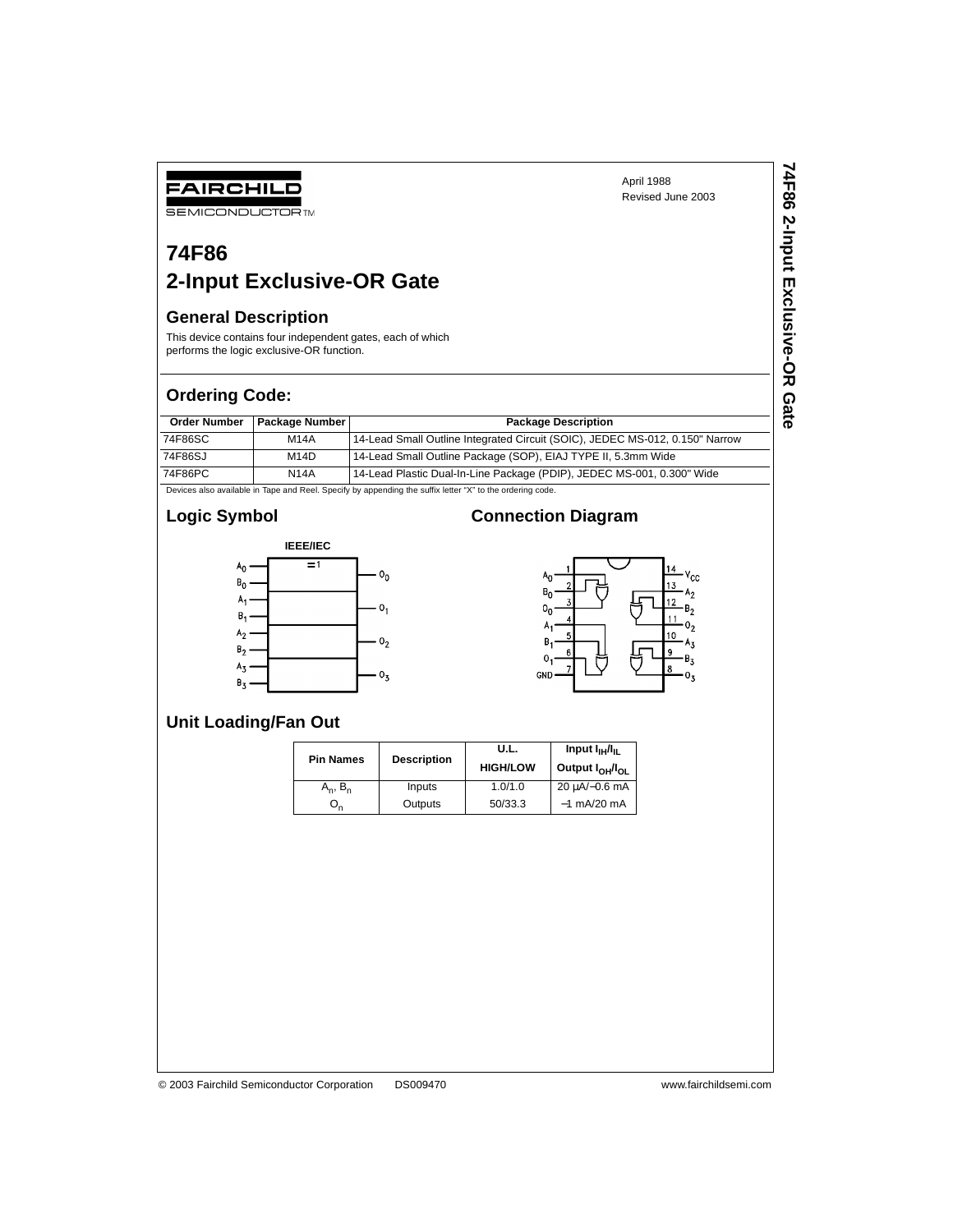FAIRCHILD SEMICONDUCTOR™

April 1988
Revised June 2003

# 74F86
# 2-Input Exclusive-OR Gate

## General Description

This device contains four independent gates, each of which performs the logic exclusive-OR function.

## Ordering Code:

| Order Number | Package Number | Package Description |
|---|---|---|
| 74F86SC | M14A | 14-Lead Small Outline Integrated Circuit (SOIC), JEDEC MS-012, 0.150" Narrow |
| 74F86SJ | M14D | 14-Lead Small Outline Package (SOP), EIAJ TYPE II, 5.3mm Wide |
| 74F86PC | N14A | 14-Lead Plastic Dual-In-Line Package (PDIP), JEDEC MS-001, 0.300" Wide |

Devices also available in Tape and Reel. Specify by appending the suffix letter "X" to the ordering code.

## Logic Symbol

IEEE/IEC

## Connection Diagram

## Unit Loading/Fan Out

| Pin Names | Description | U.L. HIGH/LOW | Input $I_{IH}/I_{IL}$ Output $I_{OH}/I_{OL}$ |
|---|---|---|---|
| $A_n$, $B_n$ | Inputs | 1.0/1.0 | 20 µA/−0.6 mA |
| $O_n$ | Outputs | 50/33.3 | −1 mA/20 mA |

© 2003 Fairchild Semiconductor Corporation DS009470 www.fairchildsemi.com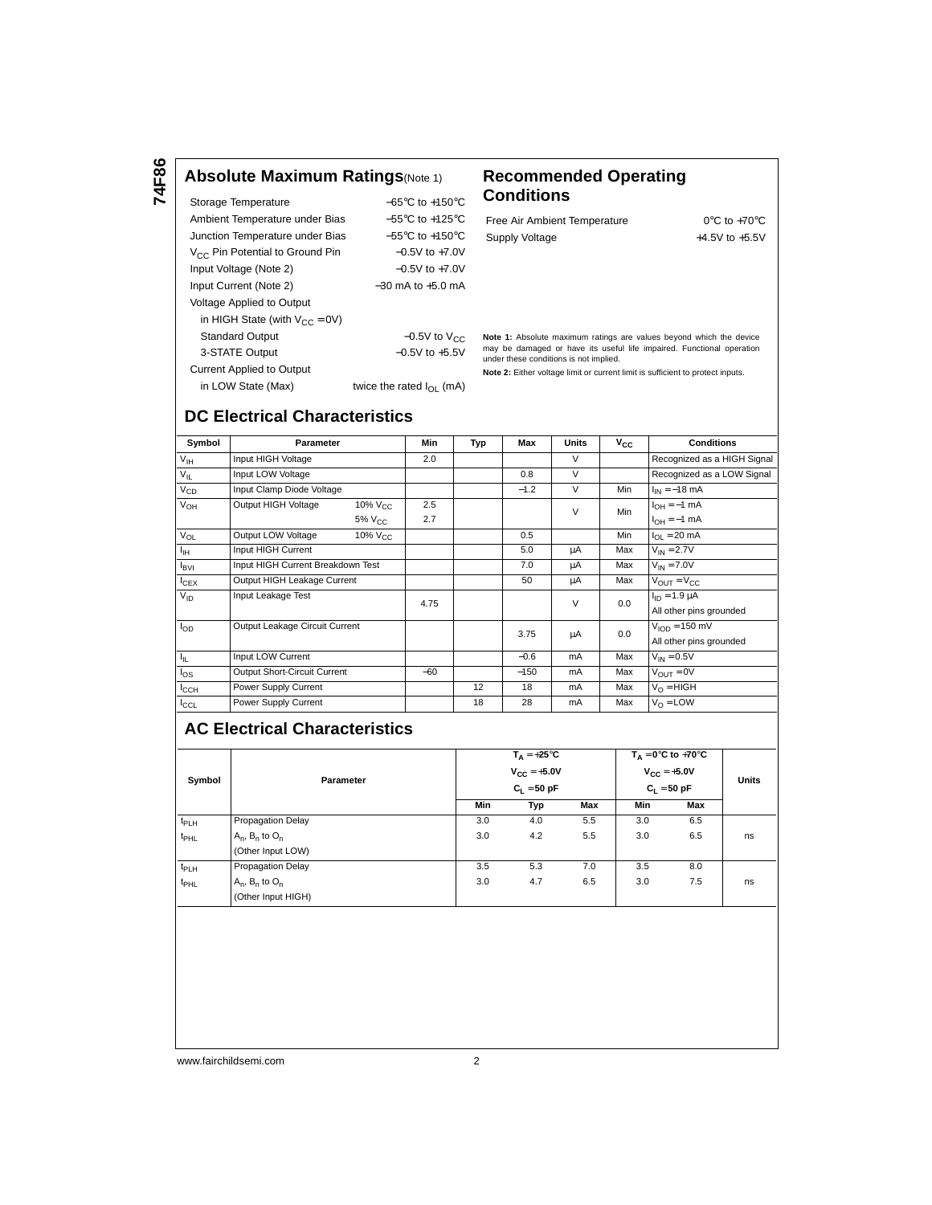## Absolute Maximum Ratings (Note 1)

| | |
|---|---|
| Storage Temperature | −65°C to +150°C |
| Ambient Temperature under Bias | −55°C to +125°C |
| Junction Temperature under Bias | −55°C to +150°C |
| $V_{CC}$ Pin Potential to Ground Pin | −0.5V to +7.0V |
| Input Voltage (Note 2) | −0.5V to +7.0V |
| Input Current (Note 2) | −30 mA to +5.0 mA |
| Voltage Applied to Output | |
| in HIGH State (with $V_{CC}$ = 0V) | |
| Standard Output | −0.5V to $V_{CC}$ |
| 3-STATE Output | −0.5V to +5.5V |
| Current Applied to Output | |
| in LOW State (Max) | twice the rated $I_{OL}$ (mA) |

## Recommended Operating Conditions

| | |
|---|---|
| Free Air Ambient Temperature | 0°C to +70°C |
| Supply Voltage | +4.5V to +5.5V |

**Note 1:** Absolute maximum ratings are values beyond which the device may be damaged or have its useful life impaired. Functional operation under these conditions is not implied.

**Note 2:** Either voltage limit or current limit is sufficient to protect inputs.

## DC Electrical Characteristics

| Symbol | Parameter | | Min | Typ | Max | Units | $V_{CC}$ | Conditions |
|---|---|---|---|---|---|---|---|---|
| $V_{IH}$ | Input HIGH Voltage | | 2.0 | | | V | | Recognized as a HIGH Signal |
| $V_{IL}$ | Input LOW Voltage | | | | 0.8 | V | | Recognized as a LOW Signal |
| $V_{CD}$ | Input Clamp Diode Voltage | | | | −1.2 | V | Min | $I_{IN}$ = −18 mA |
| $V_{OH}$ | Output HIGH Voltage | 10% $V_{CC}$ | 2.5 | | | V | Min | $I_{OH}$ = −1 mA |
| | | 5% $V_{CC}$ | 2.7 | | | | | $I_{OH}$ = −1 mA |
| $V_{OL}$ | Output LOW Voltage | 10% $V_{CC}$ | | | 0.5 | | Min | $I_{OL}$ = 20 mA |
| $I_{IH}$ | Input HIGH Current | | | | 5.0 | μA | Max | $V_{IN}$ = 2.7V |
| $I_{BVI}$ | Input HIGH Current Breakdown Test | | | | 7.0 | μA | Max | $V_{IN}$ = 7.0V |
| $I_{CEX}$ | Output HIGH Leakage Current | | | | 50 | μA | Max | $V_{OUT}$ = $V_{CC}$ |
| $V_{ID}$ | Input Leakage Test | | 4.75 | | | V | 0.0 | $I_{ID}$ = 1.9 μA, All other pins grounded |
| $I_{OD}$ | Output Leakage Circuit Current | | | | 3.75 | μA | 0.0 | $V_{IOD}$ = 150 mV, All other pins grounded |
| $I_{IL}$ | Input LOW Current | | | | −0.6 | mA | Max | $V_{IN}$ = 0.5V |
| $I_{OS}$ | Output Short-Circuit Current | | −60 | | −150 | mA | Max | $V_{OUT}$ = 0V |
| $I_{CCH}$ | Power Supply Current | | | 12 | 18 | mA | Max | $V_O$ = HIGH |
| $I_{CCL}$ | Power Supply Current | | | 18 | 28 | mA | Max | $V_O$ = LOW |

## AC Electrical Characteristics

| Symbol | Parameter | $T_A$ = +25°C, $V_{CC}$ = +5.0V, $C_L$ = 50 pF | | | $T_A$ = 0°C to +70°C, $V_{CC}$ = +5.0V, $C_L$ = 50 pF | | Units |
|---|---|---|---|---|---|---|---|
| | | Min | Typ | Max | Min | Max | |
| $t_{PLH}$ | Propagation Delay | 3.0 | 4.0 | 5.5 | 3.0 | 6.5 | |
| $t_{PHL}$ | $A_n$, $B_n$ to $O_n$ | 3.0 | 4.2 | 5.5 | 3.0 | 6.5 | ns |
| | (Other Input LOW) | | | | | | |
| $t_{PLH}$ | Propagation Delay | 3.5 | 5.3 | 7.0 | 3.5 | 8.0 | |
| $t_{PHL}$ | $A_n$, $B_n$ to $O_n$ | 3.0 | 4.7 | 6.5 | 3.0 | 7.5 | ns |
| | (Other Input HIGH) | | | | | | |